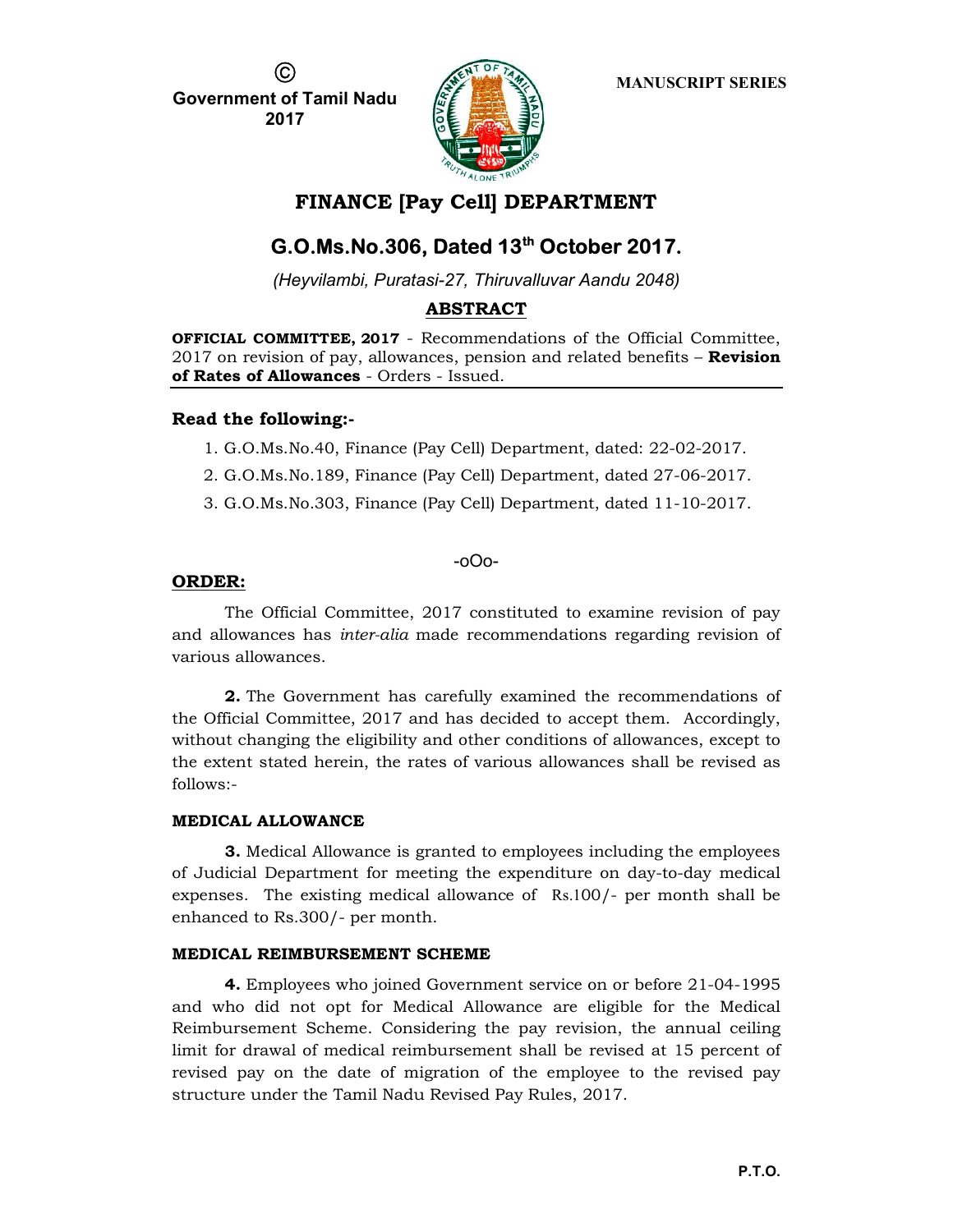©
Government of Tamil Nadu
2017

MANUSCRIPT SERIES

# FINANCE [Pay Cell] DEPARTMENT

## G.O.Ms.No.306, Dated 13th October 2017.

*(Heyvilambi, Puratasi-27, Thiruvalluvar Aandu 2048)*

### ABSTRACT

**OFFICIAL COMMITTEE, 2017** - Recommendations of the Official Committee, 2017 on revision of pay, allowances, pension and related benefits – **Revision of Rates of Allowances** - Orders - Issued.

---

**Read the following:-**

1. G.O.Ms.No.40, Finance (Pay Cell) Department, dated: 22-02-2017.
2. G.O.Ms.No.189, Finance (Pay Cell) Department, dated 27-06-2017.
3. G.O.Ms.No.303, Finance (Pay Cell) Department, dated 11-10-2017.

-oOo-

**ORDER:**

The Official Committee, 2017 constituted to examine revision of pay and allowances has *inter-alia* made recommendations regarding revision of various allowances.

**2.** The Government has carefully examined the recommendations of the Official Committee, 2017 and has decided to accept them. Accordingly, without changing the eligibility and other conditions of allowances, except to the extent stated herein, the rates of various allowances shall be revised as follows:-

**MEDICAL ALLOWANCE**

**3.** Medical Allowance is granted to employees including the employees of Judicial Department for meeting the expenditure on day-to-day medical expenses. The existing medical allowance of Rs.100/- per month shall be enhanced to Rs.300/- per month.

**MEDICAL REIMBURSEMENT SCHEME**

**4.** Employees who joined Government service on or before 21-04-1995 and who did not opt for Medical Allowance are eligible for the Medical Reimbursement Scheme. Considering the pay revision, the annual ceiling limit for drawal of medical reimbursement shall be revised at 15 percent of revised pay on the date of migration of the employee to the revised pay structure under the Tamil Nadu Revised Pay Rules, 2017.

P.T.O.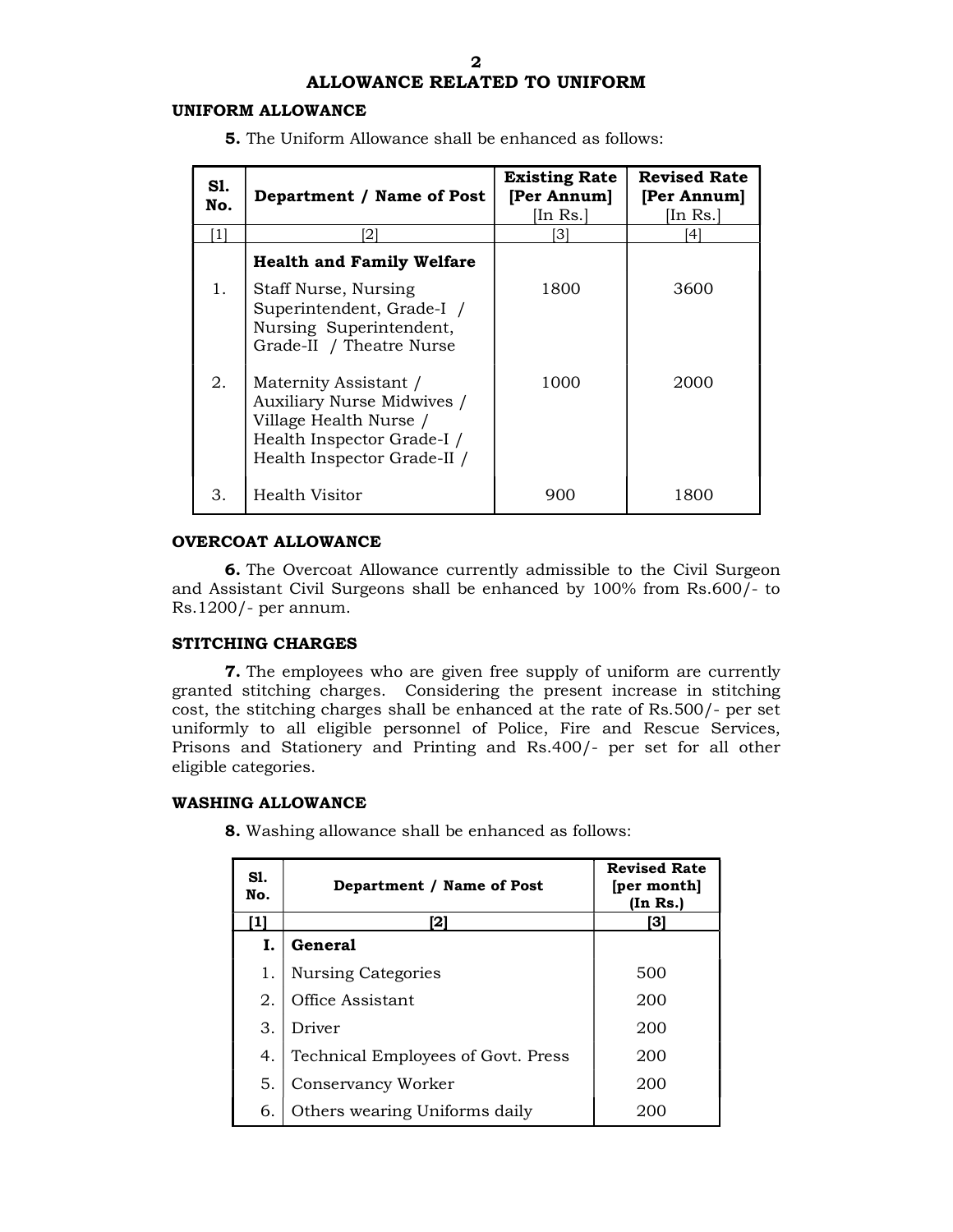## ALLOWANCE RELATED TO UNIFORM

### UNIFORM ALLOWANCE

**5.** The Uniform Allowance shall be enhanced as follows:

| Sl. No. | Department / Name of Post | Existing Rate [Per Annum] [In Rs.] | Revised Rate [Per Annum] [In Rs.] |
|---|---|---|---|
| [1] | [2] | [3] | [4] |
| | **Health and Family Welfare** | | |
| 1. | Staff Nurse, Nursing Superintendent, Grade-I / Nursing Superintendent, Grade-II / Theatre Nurse | 1800 | 3600 |
| 2. | Maternity Assistant / Auxiliary Nurse Midwives / Village Health Nurse / Health Inspector Grade-I / Health Inspector Grade-II / | 1000 | 2000 |
| 3. | Health Visitor | 900 | 1800 |

### OVERCOAT ALLOWANCE

**6.** The Overcoat Allowance currently admissible to the Civil Surgeon and Assistant Civil Surgeons shall be enhanced by 100% from Rs.600/- to Rs.1200/- per annum.

### STITCHING CHARGES

**7.** The employees who are given free supply of uniform are currently granted stitching charges. Considering the present increase in stitching cost, the stitching charges shall be enhanced at the rate of Rs.500/- per set uniformly to all eligible personnel of Police, Fire and Rescue Services, Prisons and Stationery and Printing and Rs.400/- per set for all other eligible categories.

### WASHING ALLOWANCE

**8.** Washing allowance shall be enhanced as follows:

| Sl. No. | Department / Name of Post | Revised Rate [per month] (In Rs.) |
|---|---|---|
| [1] | [2] | [3] |
| I. | **General** | |
| 1. | Nursing Categories | 500 |
| 2. | Office Assistant | 200 |
| 3. | Driver | 200 |
| 4. | Technical Employees of Govt. Press | 200 |
| 5. | Conservancy Worker | 200 |
| 6. | Others wearing Uniforms daily | 200 |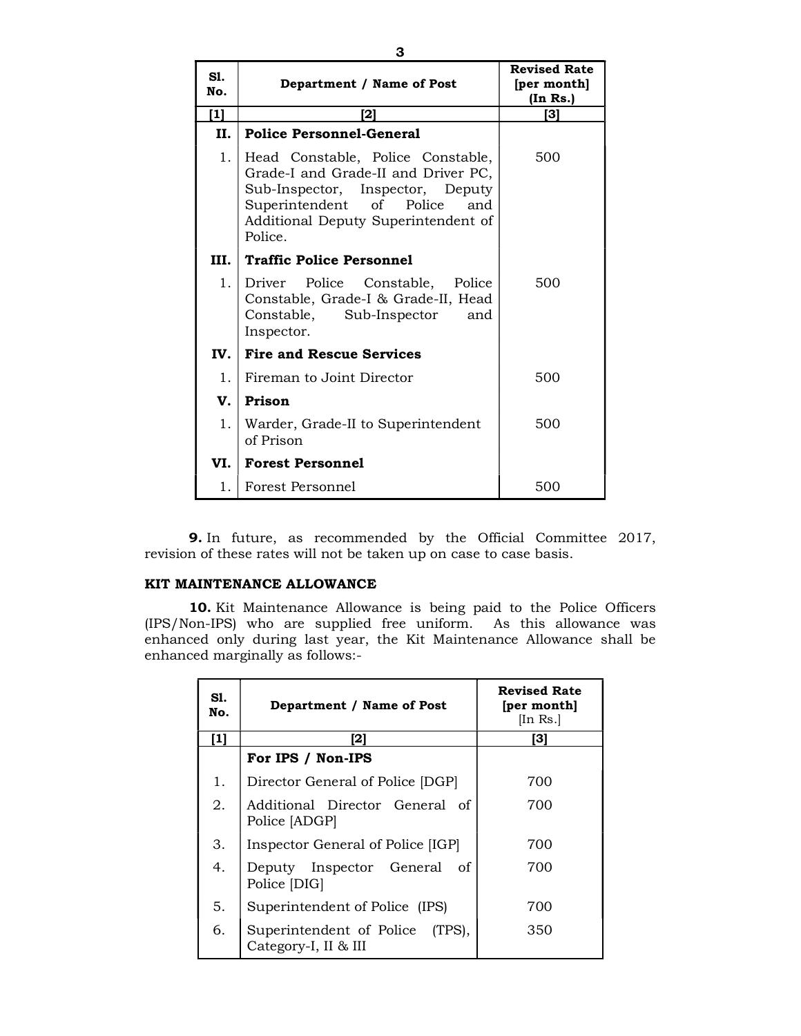| Sl. No. | Department / Name of Post | Revised Rate [per month] (In Rs.) |
|---|---|---|
| [1] | [2] | [3] |
| II. | **Police Personnel-General** | |
| 1. | Head Constable, Police Constable, Grade-I and Grade-II and Driver PC, Sub-Inspector, Inspector, Deputy Superintendent of Police and Additional Deputy Superintendent of Police. | 500 |
| III. | **Traffic Police Personnel** | |
| 1. | Driver Police Constable, Police Constable, Grade-I & Grade-II, Head Constable, Sub-Inspector and Inspector. | 500 |
| IV. | **Fire and Rescue Services** | |
| 1. | Fireman to Joint Director | 500 |
| V. | **Prison** | |
| 1. | Warder, Grade-II to Superintendent of Prison | 500 |
| VI. | **Forest Personnel** | |
| 1. | Forest Personnel | 500 |

**9.** In future, as recommended by the Official Committee 2017, revision of these rates will not be taken up on case to case basis.

**KIT MAINTENANCE ALLOWANCE**

**10.** Kit Maintenance Allowance is being paid to the Police Officers (IPS/Non-IPS) who are supplied free uniform. As this allowance was enhanced only during last year, the Kit Maintenance Allowance shall be enhanced marginally as follows:-

| Sl. No. | Department / Name of Post | Revised Rate [per month] [In Rs.] |
|---|---|---|
| [1] | [2] | [3] |
| | **For IPS / Non-IPS** | |
| 1. | Director General of Police [DGP] | 700 |
| 2. | Additional Director General of Police [ADGP] | 700 |
| 3. | Inspector General of Police [IGP] | 700 |
| 4. | Deputy Inspector General of Police [DIG] | 700 |
| 5. | Superintendent of Police (IPS) | 700 |
| 6. | Superintendent of Police (TPS), Category-I, II & III | 350 |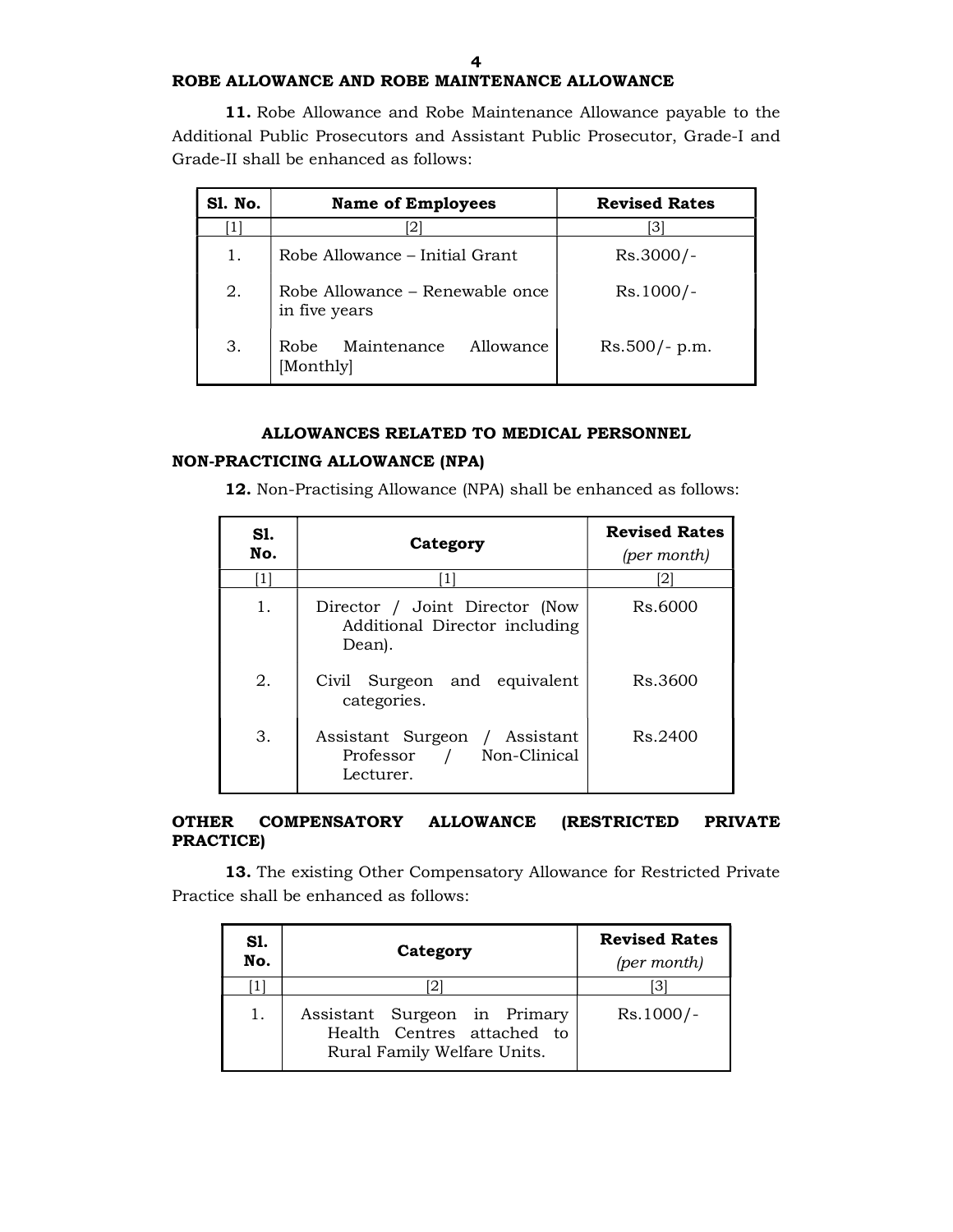### ROBE ALLOWANCE AND ROBE MAINTENANCE ALLOWANCE

**11.** Robe Allowance and Robe Maintenance Allowance payable to the Additional Public Prosecutors and Assistant Public Prosecutor, Grade-I and Grade-II shall be enhanced as follows:

| Sl. No. | Name of Employees | Revised Rates |
|---|---|---|
| [1] | [2] | [3] |
| 1. | Robe Allowance – Initial Grant | Rs.3000/- |
| 2. | Robe Allowance – Renewable once in five years | Rs.1000/- |
| 3. | Robe Maintenance Allowance [Monthly] | Rs.500/- p.m. |

## ALLOWANCES RELATED TO MEDICAL PERSONNEL

### NON-PRACTICING ALLOWANCE (NPA)

**12.** Non-Practising Allowance (NPA) shall be enhanced as follows:

| Sl. No. | Category | Revised Rates *(per month)* |
|---|---|---|
| [1] | [1] | [2] |
| 1. | Director / Joint Director (Now Additional Director including Dean). | Rs.6000 |
| 2. | Civil Surgeon and equivalent categories. | Rs.3600 |
| 3. | Assistant Surgeon / Assistant Professor / Non-Clinical Lecturer. | Rs.2400 |

### OTHER COMPENSATORY ALLOWANCE (RESTRICTED PRIVATE PRACTICE)

**13.** The existing Other Compensatory Allowance for Restricted Private Practice shall be enhanced as follows:

| Sl. No. | Category | Revised Rates *(per month)* |
|---|---|---|
| [1] | [2] | [3] |
| 1. | Assistant Surgeon in Primary Health Centres attached to Rural Family Welfare Units. | Rs.1000/- |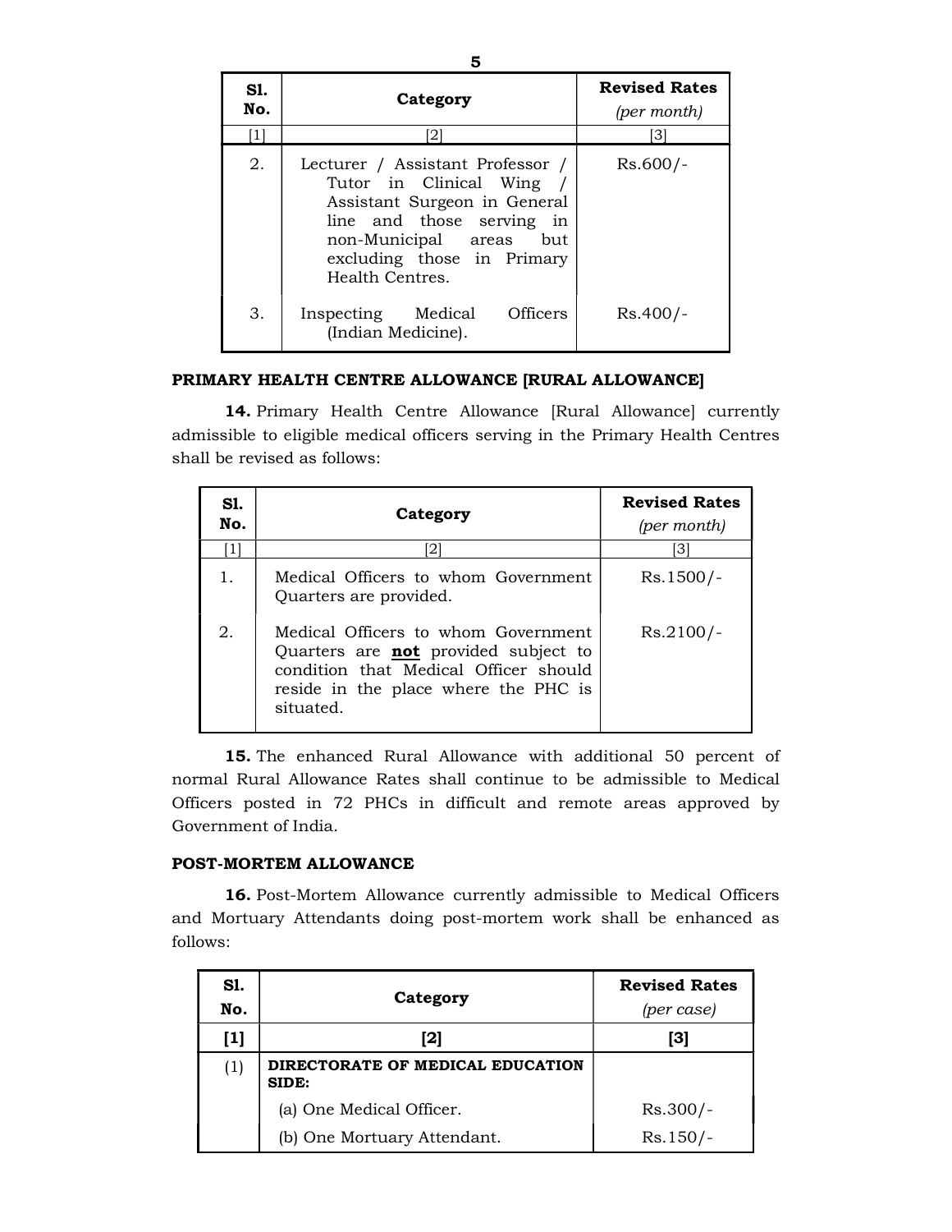| Sl. No. | Category | Revised Rates *(per month)* |
|---|---|---|
| [1] | [2] | [3] |
| 2. | Lecturer / Assistant Professor / Tutor in Clinical Wing / Assistant Surgeon in General line and those serving in non-Municipal areas but excluding those in Primary Health Centres. | Rs.600/- |
| 3. | Inspecting Medical Officers (Indian Medicine). | Rs.400/- |

**PRIMARY HEALTH CENTRE ALLOWANCE [RURAL ALLOWANCE]**

**14.** Primary Health Centre Allowance [Rural Allowance] currently admissible to eligible medical officers serving in the Primary Health Centres shall be revised as follows:

| Sl. No. | Category | Revised Rates *(per month)* |
|---|---|---|
| [1] | [2] | [3] |
| 1. | Medical Officers to whom Government Quarters are provided. | Rs.1500/- |
| 2. | Medical Officers to whom Government Quarters are **not** provided subject to condition that Medical Officer should reside in the place where the PHC is situated. | Rs.2100/- |

**15.** The enhanced Rural Allowance with additional 50 percent of normal Rural Allowance Rates shall continue to be admissible to Medical Officers posted in 72 PHCs in difficult and remote areas approved by Government of India.

**POST-MORTEM ALLOWANCE**

**16.** Post-Mortem Allowance currently admissible to Medical Officers and Mortuary Attendants doing post-mortem work shall be enhanced as follows:

| Sl. No. | Category | Revised Rates *(per case)* |
|---|---|---|
| **[1]** | **[2]** | **[3]** |
| (1) | **DIRECTORATE OF MEDICAL EDUCATION SIDE:** | |
| | (a) One Medical Officer. | Rs.300/- |
| | (b) One Mortuary Attendant. | Rs.150/- |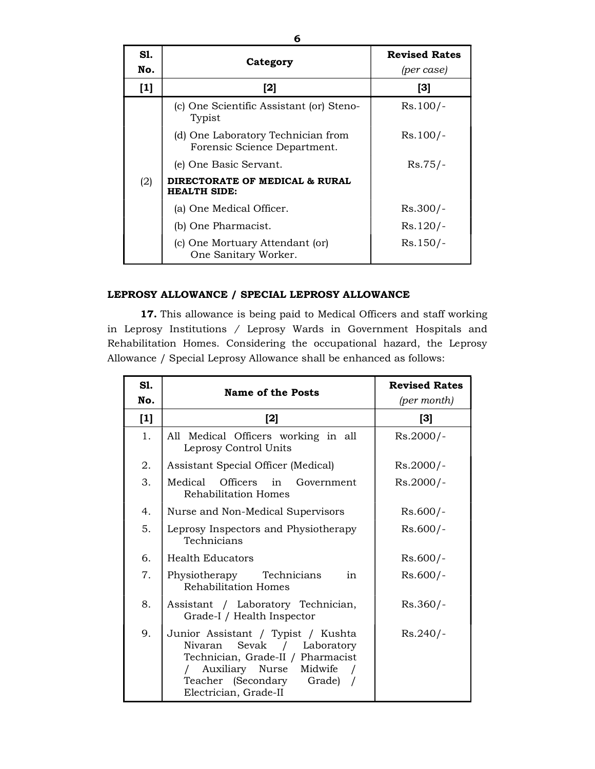| Sl. No. | Category | Revised Rates *(per case)* |
|---|---|---|
| [1] | [2] | [3] |
| | (c) One Scientific Assistant (or) Steno-Typist | Rs.100/- |
| | (d) One Laboratory Technician from Forensic Science Department. | Rs.100/- |
| | (e) One Basic Servant. | Rs.75/- |
| (2) | **DIRECTORATE OF MEDICAL & RURAL HEALTH SIDE:** | |
| | (a) One Medical Officer. | Rs.300/- |
| | (b) One Pharmacist. | Rs.120/- |
| | (c) One Mortuary Attendant (or) One Sanitary Worker. | Rs.150/- |

**LEPROSY ALLOWANCE / SPECIAL LEPROSY ALLOWANCE**

**17.** This allowance is being paid to Medical Officers and staff working in Leprosy Institutions / Leprosy Wards in Government Hospitals and Rehabilitation Homes. Considering the occupational hazard, the Leprosy Allowance / Special Leprosy Allowance shall be enhanced as follows:

| Sl. No. | Name of the Posts | Revised Rates *(per month)* |
|---|---|---|
| [1] | [2] | [3] |
| 1. | All Medical Officers working in all Leprosy Control Units | Rs.2000/- |
| 2. | Assistant Special Officer (Medical) | Rs.2000/- |
| 3. | Medical Officers in Government Rehabilitation Homes | Rs.2000/- |
| 4. | Nurse and Non-Medical Supervisors | Rs.600/- |
| 5. | Leprosy Inspectors and Physiotherapy Technicians | Rs.600/- |
| 6. | Health Educators | Rs.600/- |
| 7. | Physiotherapy Technicians in Rehabilitation Homes | Rs.600/- |
| 8. | Assistant / Laboratory Technician, Grade-I / Health Inspector | Rs.360/- |
| 9. | Junior Assistant / Typist / Kushta Nivaran Sevak / Laboratory Technician, Grade-II / Pharmacist / Auxiliary Nurse Midwife / Teacher (Secondary Grade) / Electrician, Grade-II | Rs.240/- |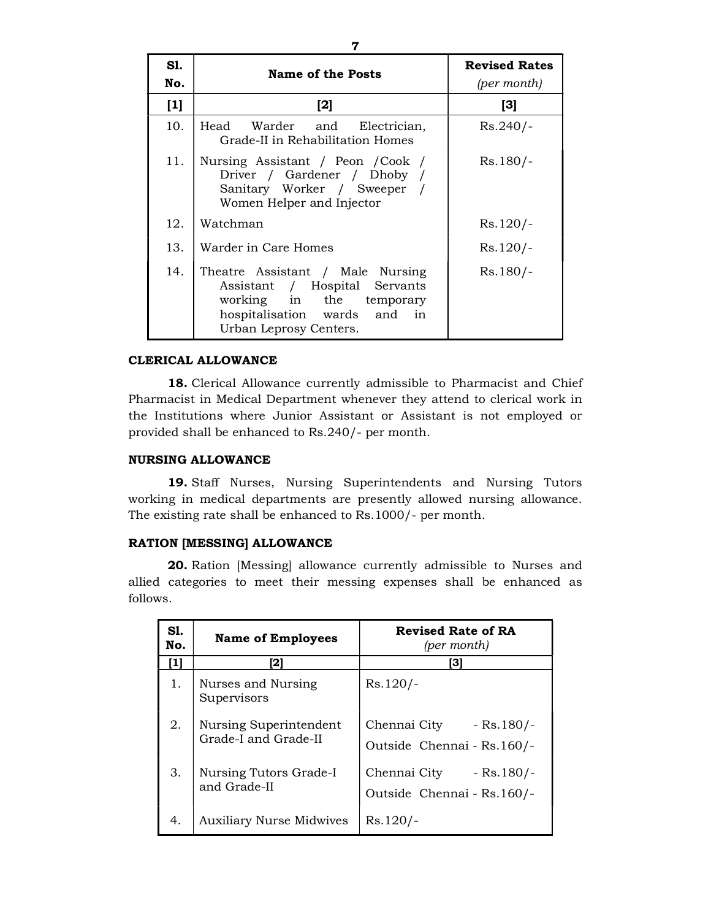| Sl. No. | Name of the Posts | Revised Rates *(per month)* |
|---|---|---|
| [1] | [2] | [3] |
| 10. | Head Warder and Electrician, Grade-II in Rehabilitation Homes | Rs.240/- |
| 11. | Nursing Assistant / Peon /Cook / Driver / Gardener / Dhoby / Sanitary Worker / Sweeper / Women Helper and Injector | Rs.180/- |
| 12. | Watchman | Rs.120/- |
| 13. | Warder in Care Homes | Rs.120/- |
| 14. | Theatre Assistant / Male Nursing Assistant / Hospital Servants working in the temporary hospitalisation wards and in Urban Leprosy Centers. | Rs.180/- |

**CLERICAL ALLOWANCE**

**18.** Clerical Allowance currently admissible to Pharmacist and Chief Pharmacist in Medical Department whenever they attend to clerical work in the Institutions where Junior Assistant or Assistant is not employed or provided shall be enhanced to Rs.240/- per month.

**NURSING ALLOWANCE**

**19.** Staff Nurses, Nursing Superintendents and Nursing Tutors working in medical departments are presently allowed nursing allowance. The existing rate shall be enhanced to Rs.1000/- per month.

**RATION [MESSING] ALLOWANCE**

**20.** Ration [Messing] allowance currently admissible to Nurses and allied categories to meet their messing expenses shall be enhanced as follows.

| Sl. No. | Name of Employees | Revised Rate of RA *(per month)* |
|---|---|---|
| [1] | [2] | [3] |
| 1. | Nurses and Nursing Supervisors | Rs.120/- |
| 2. | Nursing Superintendent Grade-I and Grade-II | Chennai City - Rs.180/-<br>Outside Chennai - Rs.160/- |
| 3. | Nursing Tutors Grade-I and Grade-II | Chennai City - Rs.180/-<br>Outside Chennai - Rs.160/- |
| 4. | Auxiliary Nurse Midwives | Rs.120/- |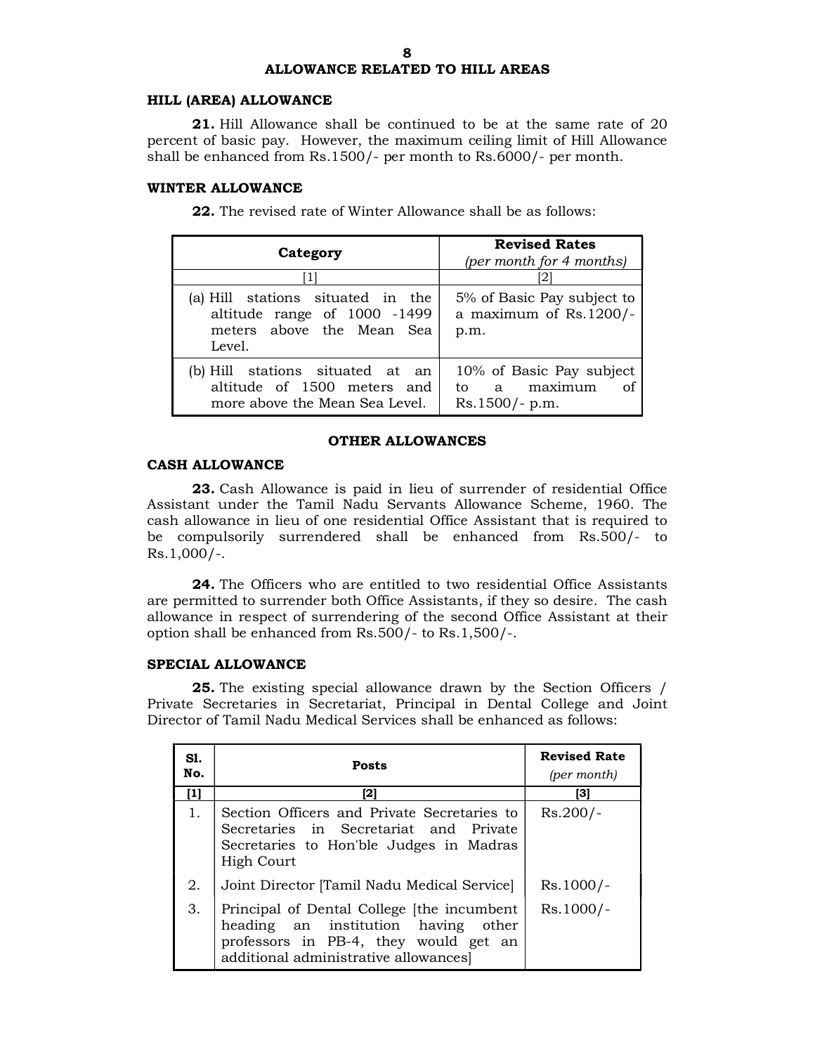# ALLOWANCE RELATED TO HILL AREAS

## HILL (AREA) ALLOWANCE

**21.** Hill Allowance shall be continued to be at the same rate of 20 percent of basic pay. However, the maximum ceiling limit of Hill Allowance shall be enhanced from Rs.1500/- per month to Rs.6000/- per month.

## WINTER ALLOWANCE

**22.** The revised rate of Winter Allowance shall be as follows:

| Category | Revised Rates *(per month for 4 months)* |
|---|---|
| [1] | [2] |
| (a) Hill stations situated in the altitude range of 1000 -1499 meters above the Mean Sea Level. | 5% of Basic Pay subject to a maximum of Rs.1200/- p.m. |
| (b) Hill stations situated at an altitude of 1500 meters and more above the Mean Sea Level. | 10% of Basic Pay subject to a maximum of Rs.1500/- p.m. |

# OTHER ALLOWANCES

## CASH ALLOWANCE

**23.** Cash Allowance is paid in lieu of surrender of residential Office Assistant under the Tamil Nadu Servants Allowance Scheme, 1960. The cash allowance in lieu of one residential Office Assistant that is required to be compulsorily surrendered shall be enhanced from Rs.500/- to Rs.1,000/-.

**24.** The Officers who are entitled to two residential Office Assistants are permitted to surrender both Office Assistants, if they so desire. The cash allowance in respect of surrendering of the second Office Assistant at their option shall be enhanced from Rs.500/- to Rs.1,500/-.

## SPECIAL ALLOWANCE

**25.** The existing special allowance drawn by the Section Officers / Private Secretaries in Secretariat, Principal in Dental College and Joint Director of Tamil Nadu Medical Services shall be enhanced as follows:

| Sl. No. | Posts | Revised Rate *(per month)* |
|---|---|---|
| [1] | [2] | [3] |
| 1. | Section Officers and Private Secretaries to Secretaries in Secretariat and Private Secretaries to Hon'ble Judges in Madras High Court | Rs.200/- |
| 2. | Joint Director [Tamil Nadu Medical Service] | Rs.1000/- |
| 3. | Principal of Dental College [the incumbent heading an institution having other professors in PB-4, they would get an additional administrative allowances] | Rs.1000/- |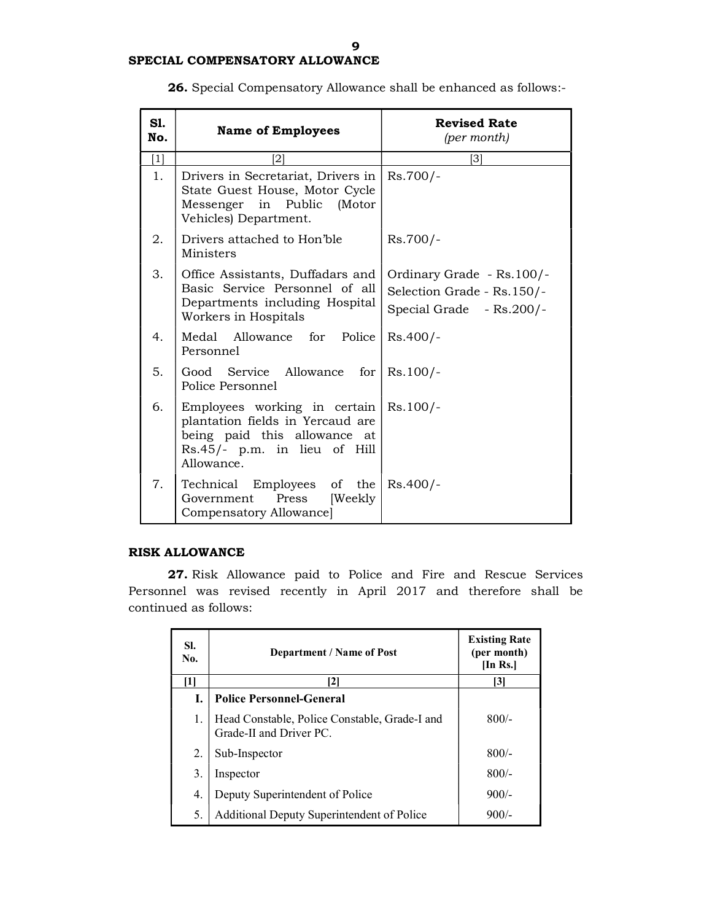## SPECIAL COMPENSATORY ALLOWANCE

**26.** Special Compensatory Allowance shall be enhanced as follows:-

| Sl. No. | Name of Employees | Revised Rate *(per month)* |
|---|---|---|
| [1] | [2] | [3] |
| 1. | Drivers in Secretariat, Drivers in State Guest House, Motor Cycle Messenger in Public (Motor Vehicles) Department. | Rs.700/- |
| 2. | Drivers attached to Hon'ble Ministers | Rs.700/- |
| 3. | Office Assistants, Duffadars and Basic Service Personnel of all Departments including Hospital Workers in Hospitals | Ordinary Grade - Rs.100/-<br>Selection Grade - Rs.150/-<br>Special Grade - Rs.200/- |
| 4. | Medal Allowance for Police Personnel | Rs.400/- |
| 5. | Good Service Allowance for Police Personnel | Rs.100/- |
| 6. | Employees working in certain plantation fields in Yercaud are being paid this allowance at Rs.45/- p.m. in lieu of Hill Allowance. | Rs.100/- |
| 7. | Technical Employees of the Government Press [Weekly Compensatory Allowance] | Rs.400/- |

## RISK ALLOWANCE

**27.** Risk Allowance paid to Police and Fire and Rescue Services Personnel was revised recently in April 2017 and therefore shall be continued as follows:

| Sl. No. | Department / Name of Post | Existing Rate (per month) [In Rs.] |
|---|---|---|
| [1] | [2] | [3] |
| **I.** | **Police Personnel-General** | |
| 1. | Head Constable, Police Constable, Grade-I and Grade-II and Driver PC. | 800/- |
| 2. | Sub-Inspector | 800/- |
| 3. | Inspector | 800/- |
| 4. | Deputy Superintendent of Police | 900/- |
| 5. | Additional Deputy Superintendent of Police | 900/- |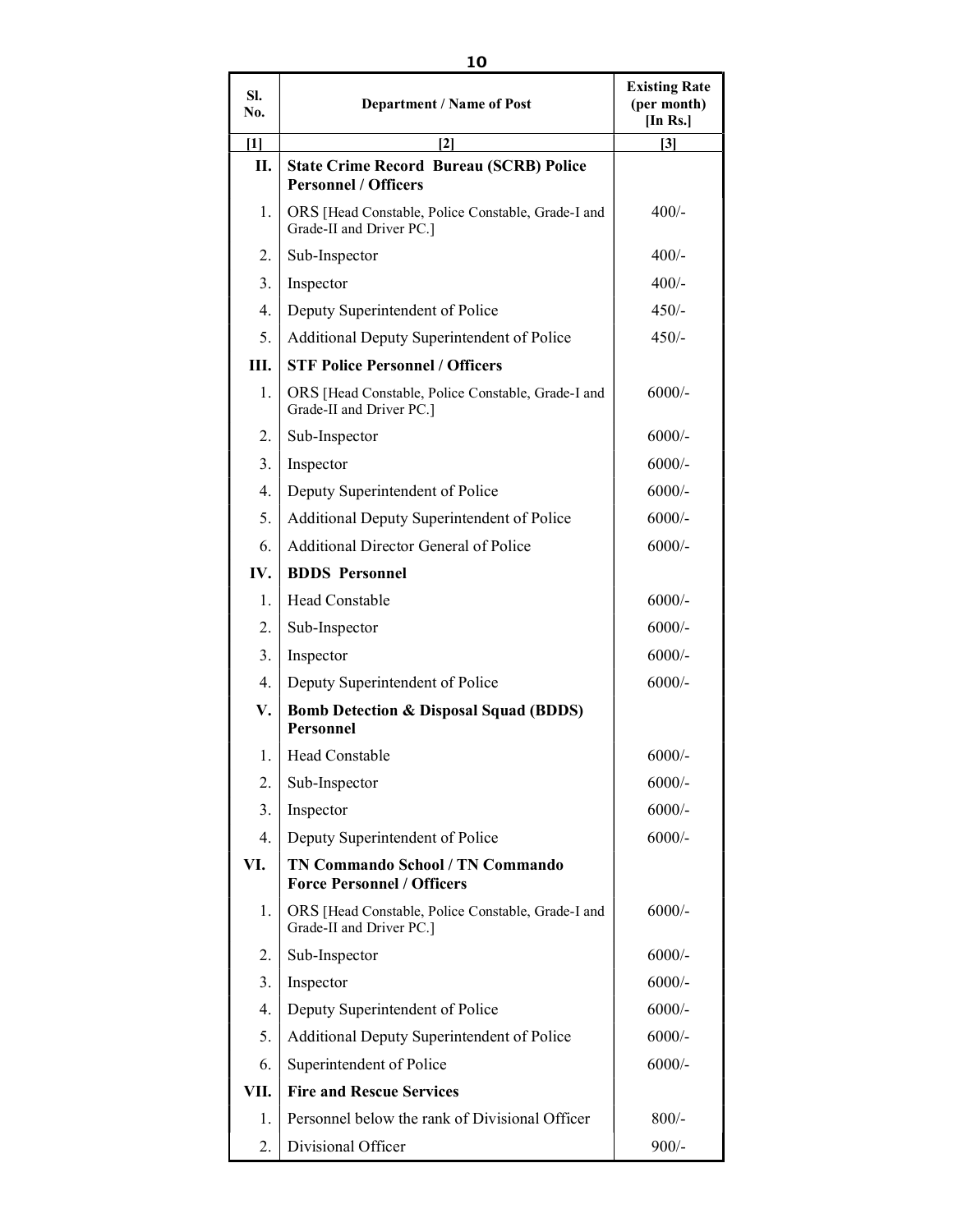| Sl. No. | Department / Name of Post | Existing Rate (per month) [In Rs.] |
|---|---|---|
| [1] | [2] | [3] |
| **II.** | **State Crime Record Bureau (SCRB) Police Personnel / Officers** | |
| 1. | ORS [Head Constable, Police Constable, Grade-I and Grade-II and Driver PC.] | 400/- |
| 2. | Sub-Inspector | 400/- |
| 3. | Inspector | 400/- |
| 4. | Deputy Superintendent of Police | 450/- |
| 5. | Additional Deputy Superintendent of Police | 450/- |
| **III.** | **STF Police Personnel / Officers** | |
| 1. | ORS [Head Constable, Police Constable, Grade-I and Grade-II and Driver PC.] | 6000/- |
| 2. | Sub-Inspector | 6000/- |
| 3. | Inspector | 6000/- |
| 4. | Deputy Superintendent of Police | 6000/- |
| 5. | Additional Deputy Superintendent of Police | 6000/- |
| 6. | Additional Director General of Police | 6000/- |
| **IV.** | **BDDS Personnel** | |
| 1. | Head Constable | 6000/- |
| 2. | Sub-Inspector | 6000/- |
| 3. | Inspector | 6000/- |
| 4. | Deputy Superintendent of Police | 6000/- |
| **V.** | **Bomb Detection & Disposal Squad (BDDS) Personnel** | |
| 1. | Head Constable | 6000/- |
| 2. | Sub-Inspector | 6000/- |
| 3. | Inspector | 6000/- |
| 4. | Deputy Superintendent of Police | 6000/- |
| **VI.** | **TN Commando School / TN Commando Force Personnel / Officers** | |
| 1. | ORS [Head Constable, Police Constable, Grade-I and Grade-II and Driver PC.] | 6000/- |
| 2. | Sub-Inspector | 6000/- |
| 3. | Inspector | 6000/- |
| 4. | Deputy Superintendent of Police | 6000/- |
| 5. | Additional Deputy Superintendent of Police | 6000/- |
| 6. | Superintendent of Police | 6000/- |
| **VII.** | **Fire and Rescue Services** | |
| 1. | Personnel below the rank of Divisional Officer | 800/- |
| 2. | Divisional Officer | 900/- |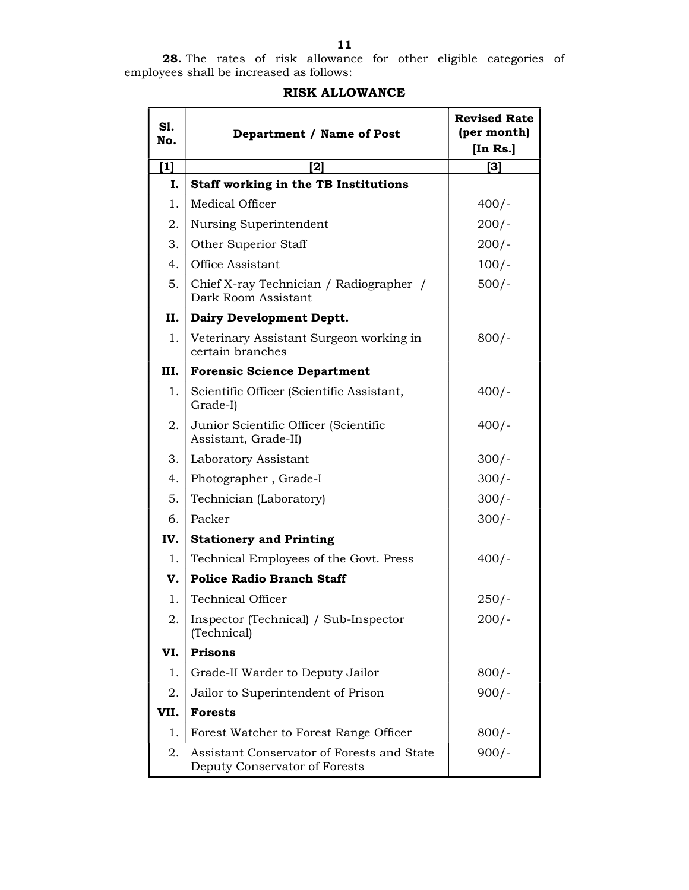**28.** The rates of risk allowance for other eligible categories of employees shall be increased as follows:

## RISK ALLOWANCE

| Sl. No. | Department / Name of Post | Revised Rate (per month) [In Rs.] |
|---|---|---|
| [1] | [2] | [3] |
| **I.** | **Staff working in the TB Institutions** | |
| 1. | Medical Officer | 400/- |
| 2. | Nursing Superintendent | 200/- |
| 3. | Other Superior Staff | 200/- |
| 4. | Office Assistant | 100/- |
| 5. | Chief X-ray Technician / Radiographer / Dark Room Assistant | 500/- |
| **II.** | **Dairy Development Deptt.** | |
| 1. | Veterinary Assistant Surgeon working in certain branches | 800/- |
| **III.** | **Forensic Science Department** | |
| 1. | Scientific Officer (Scientific Assistant, Grade-I) | 400/- |
| 2. | Junior Scientific Officer (Scientific Assistant, Grade-II) | 400/- |
| 3. | Laboratory Assistant | 300/- |
| 4. | Photographer , Grade-I | 300/- |
| 5. | Technician (Laboratory) | 300/- |
| 6. | Packer | 300/- |
| **IV.** | **Stationery and Printing** | |
| 1. | Technical Employees of the Govt. Press | 400/- |
| **V.** | **Police Radio Branch Staff** | |
| 1. | Technical Officer | 250/- |
| 2. | Inspector (Technical) / Sub-Inspector (Technical) | 200/- |
| **VI.** | **Prisons** | |
| 1. | Grade-II Warder to Deputy Jailor | 800/- |
| 2. | Jailor to Superintendent of Prison | 900/- |
| **VII.** | **Forests** | |
| 1. | Forest Watcher to Forest Range Officer | 800/- |
| 2. | Assistant Conservator of Forests and State Deputy Conservator of Forests | 900/- |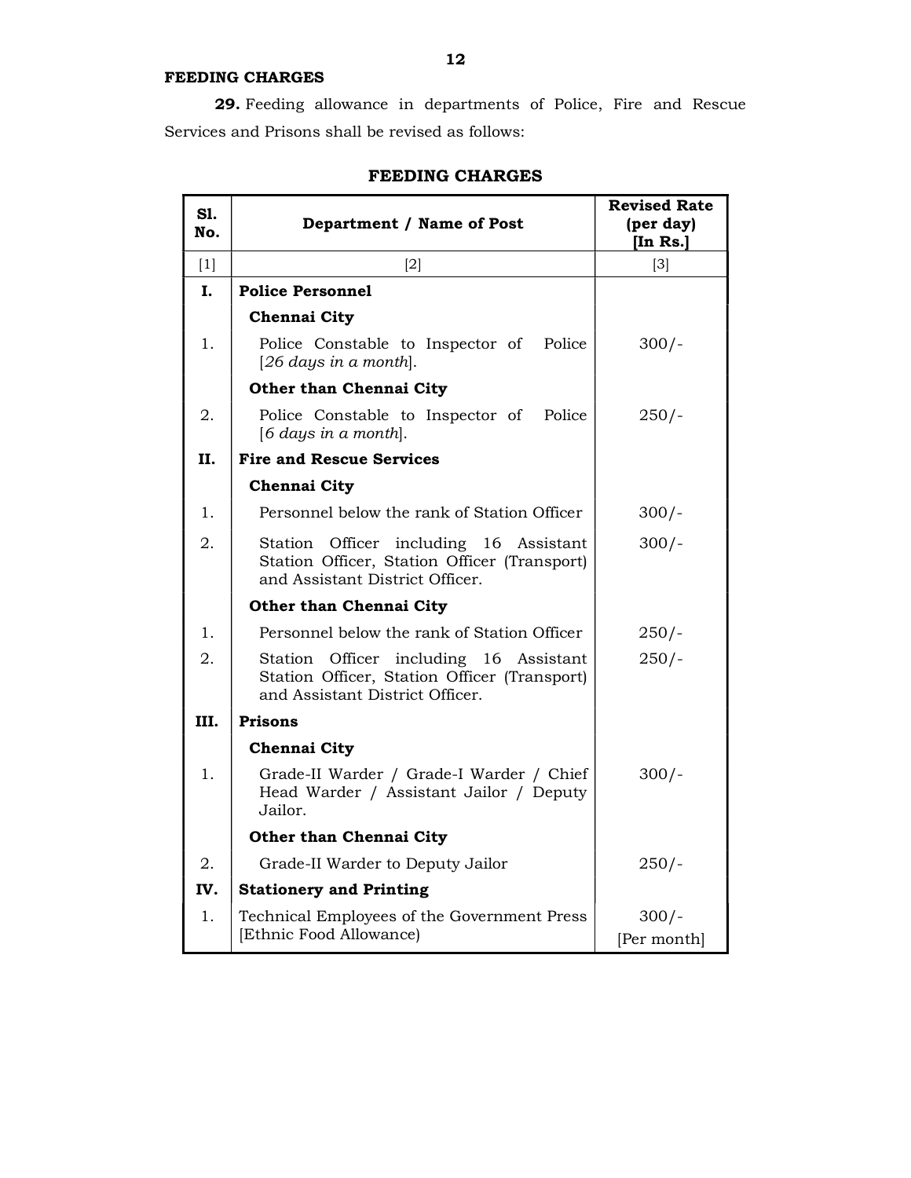**FEEDING CHARGES**

**29.** Feeding allowance in departments of Police, Fire and Rescue Services and Prisons shall be revised as follows:

**FEEDING CHARGES**

| Sl. No. | Department / Name of Post | Revised Rate (per day) [In Rs.] |
|---|---|---|
| [1] | [2] | [3] |
| **I.** | **Police Personnel** | |
| | **Chennai City** | |
| 1. | Police Constable to Inspector of Police [*26 days in a month*]. | 300/- |
| | **Other than Chennai City** | |
| 2. | Police Constable to Inspector of Police [*6 days in a month*]. | 250/- |
| **II.** | **Fire and Rescue Services** | |
| | **Chennai City** | |
| 1. | Personnel below the rank of Station Officer | 300/- |
| 2. | Station Officer including 16 Assistant Station Officer, Station Officer (Transport) and Assistant District Officer. | 300/- |
| | **Other than Chennai City** | |
| 1. | Personnel below the rank of Station Officer | 250/- |
| 2. | Station Officer including 16 Assistant Station Officer, Station Officer (Transport) and Assistant District Officer. | 250/- |
| **III.** | **Prisons** | |
| | **Chennai City** | |
| 1. | Grade-II Warder / Grade-I Warder / Chief Head Warder / Assistant Jailor / Deputy Jailor. | 300/- |
| | **Other than Chennai City** | |
| 2. | Grade-II Warder to Deputy Jailor | 250/- |
| **IV.** | **Stationery and Printing** | |
| 1. | Technical Employees of the Government Press [Ethnic Food Allowance) | 300/- [Per month] |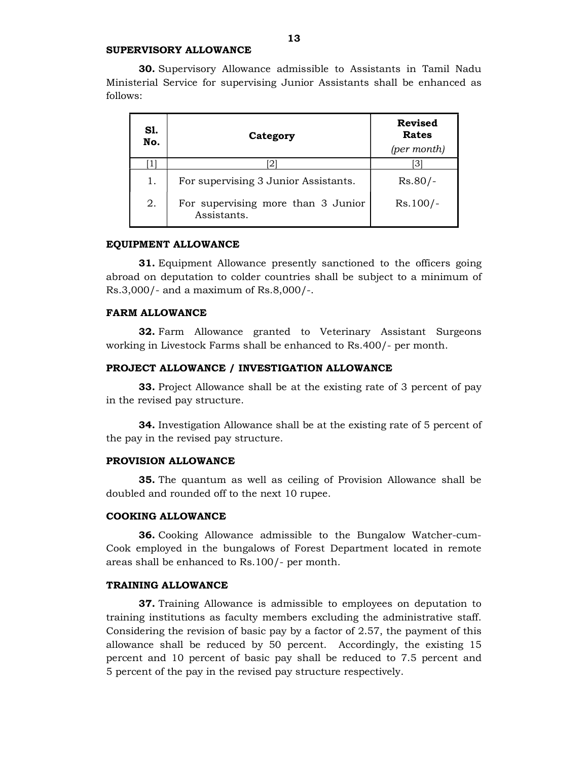### SUPERVISORY ALLOWANCE

**30.** Supervisory Allowance admissible to Assistants in Tamil Nadu Ministerial Service for supervising Junior Assistants shall be enhanced as follows:

| Sl. No. | Category | Revised Rates *(per month)* |
|---|---|---|
| [1] | [2] | [3] |
| 1. | For supervising 3 Junior Assistants. | Rs.80/- |
| 2. | For supervising more than 3 Junior Assistants. | Rs.100/- |

### EQUIPMENT ALLOWANCE

**31.** Equipment Allowance presently sanctioned to the officers going abroad on deputation to colder countries shall be subject to a minimum of Rs.3,000/- and a maximum of Rs.8,000/-.

### FARM ALLOWANCE

**32.** Farm Allowance granted to Veterinary Assistant Surgeons working in Livestock Farms shall be enhanced to Rs.400/- per month.

### PROJECT ALLOWANCE / INVESTIGATION ALLOWANCE

**33.** Project Allowance shall be at the existing rate of 3 percent of pay in the revised pay structure.

**34.** Investigation Allowance shall be at the existing rate of 5 percent of the pay in the revised pay structure.

### PROVISION ALLOWANCE

**35.** The quantum as well as ceiling of Provision Allowance shall be doubled and rounded off to the next 10 rupee.

### COOKING ALLOWANCE

**36.** Cooking Allowance admissible to the Bungalow Watcher-cum-Cook employed in the bungalows of Forest Department located in remote areas shall be enhanced to Rs.100/- per month.

### TRAINING ALLOWANCE

**37.** Training Allowance is admissible to employees on deputation to training institutions as faculty members excluding the administrative staff. Considering the revision of basic pay by a factor of 2.57, the payment of this allowance shall be reduced by 50 percent. Accordingly, the existing 15 percent and 10 percent of basic pay shall be reduced to 7.5 percent and 5 percent of the pay in the revised pay structure respectively.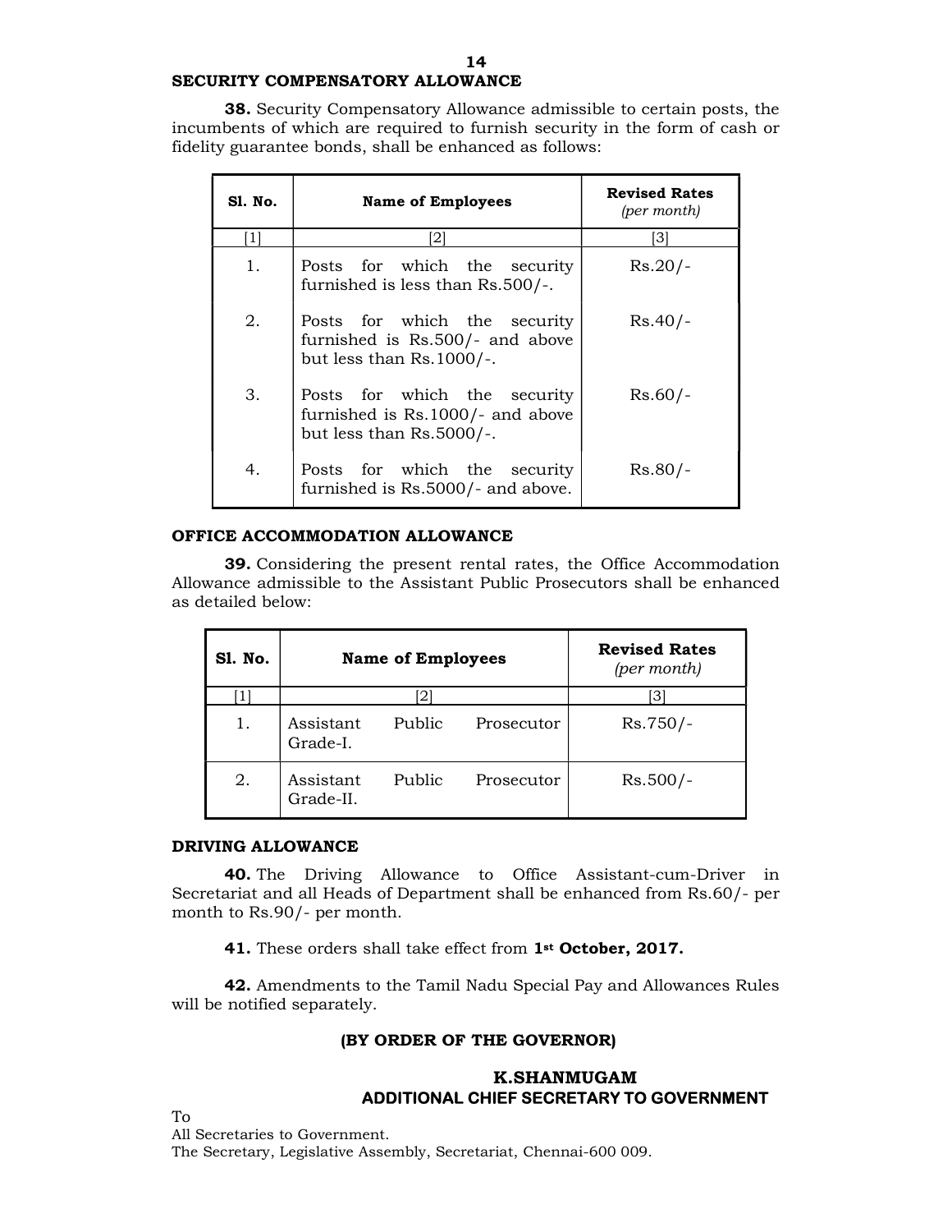## SECURITY COMPENSATORY ALLOWANCE

**38.** Security Compensatory Allowance admissible to certain posts, the incumbents of which are required to furnish security in the form of cash or fidelity guarantee bonds, shall be enhanced as follows:

| Sl. No. | Name of Employees | Revised Rates *(per month)* |
|---|---|---|
| [1] | [2] | [3] |
| 1. | Posts for which the security furnished is less than Rs.500/-. | Rs.20/- |
| 2. | Posts for which the security furnished is Rs.500/- and above but less than Rs.1000/-. | Rs.40/- |
| 3. | Posts for which the security furnished is Rs.1000/- and above but less than Rs.5000/-. | Rs.60/- |
| 4. | Posts for which the security furnished is Rs.5000/- and above. | Rs.80/- |

## OFFICE ACCOMMODATION ALLOWANCE

**39.** Considering the present rental rates, the Office Accommodation Allowance admissible to the Assistant Public Prosecutors shall be enhanced as detailed below:

| Sl. No. | Name of Employees | Revised Rates *(per month)* |
|---|---|---|
| [1] | [2] | [3] |
| 1. | Assistant Public Prosecutor Grade-I. | Rs.750/- |
| 2. | Assistant Public Prosecutor Grade-II. | Rs.500/- |

## DRIVING ALLOWANCE

**40.** The Driving Allowance to Office Assistant-cum-Driver in Secretariat and all Heads of Department shall be enhanced from Rs.60/- per month to Rs.90/- per month.

**41.** These orders shall take effect from **1st October, 2017.**

**42.** Amendments to the Tamil Nadu Special Pay and Allowances Rules will be notified separately.

**(BY ORDER OF THE GOVERNOR)**

**K.SHANMUGAM**
**ADDITIONAL CHIEF SECRETARY TO GOVERNMENT**

To
All Secretaries to Government.
The Secretary, Legislative Assembly, Secretariat, Chennai-600 009.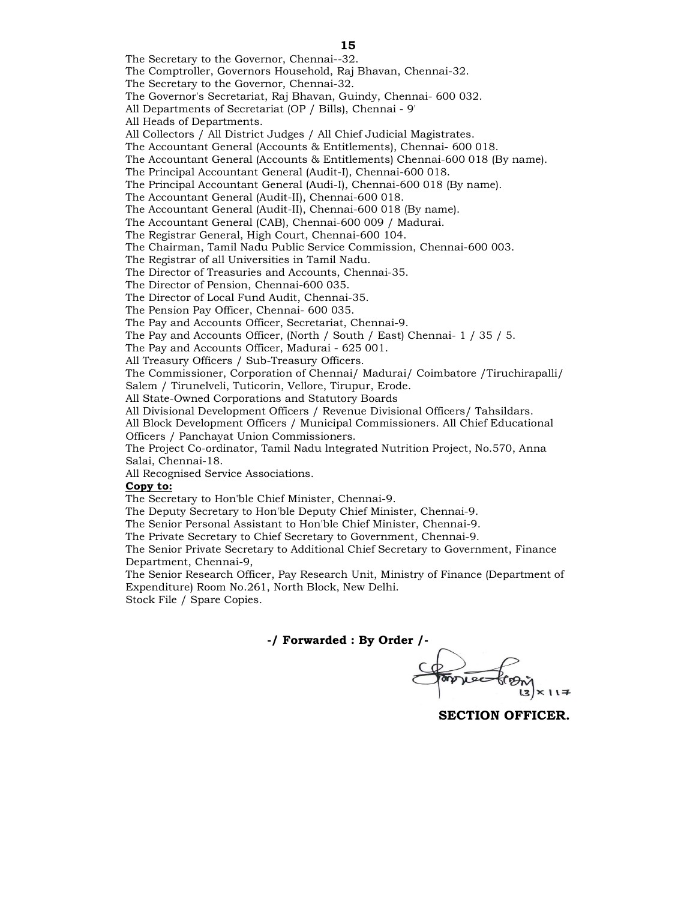The Secretary to the Governor, Chennai--32.
The Comptroller, Governors Household, Raj Bhavan, Chennai-32.
The Secretary to the Governor, Chennai-32.
The Governor's Secretariat, Raj Bhavan, Guindy, Chennai- 600 032.
All Departments of Secretariat (OP / Bills), Chennai - 9'
All Heads of Departments.
All Collectors / All District Judges / All Chief Judicial Magistrates.
The Accountant General (Accounts & Entitlements), Chennai- 600 018.
The Accountant General (Accounts & Entitlements) Chennai-600 018 (By name).
The Principal Accountant General (Audit-I), Chennai-600 018.
The Principal Accountant General (Audi-I), Chennai-600 018 (By name).
The Accountant General (Audit-II), Chennai-600 018.
The Accountant General (Audit-II), Chennai-600 018 (By name).
The Accountant General (CAB), Chennai-600 009 / Madurai.
The Registrar General, High Court, Chennai-600 104.
The Chairman, Tamil Nadu Public Service Commission, Chennai-600 003.
The Registrar of all Universities in Tamil Nadu.
The Director of Treasuries and Accounts, Chennai-35.
The Director of Pension, Chennai-600 035.
The Director of Local Fund Audit, Chennai-35.
The Pension Pay Officer, Chennai- 600 035.
The Pay and Accounts Officer, Secretariat, Chennai-9.
The Pay and Accounts Officer, (North / South / East) Chennai- 1 / 35 / 5.
The Pay and Accounts Officer, Madurai - 625 001.
All Treasury Officers / Sub-Treasury Officers.
The Commissioner, Corporation of Chennai/ Madurai/ Coimbatore /Tiruchirapalli/ Salem / Tirunelveli, Tuticorin, Vellore, Tirupur, Erode.
All State-Owned Corporations and Statutory Boards
All Divisional Development Officers / Revenue Divisional Officers/ Tahsildars.
All Block Development Officers / Municipal Commissioners. All Chief Educational Officers / Panchayat Union Commissioners.
The Project Co-ordinator, Tamil Nadu lntegrated Nutrition Project, No.570, Anna Salai, Chennai-18.
All Recognised Service Associations.

**Copy to:**

The Secretary to Hon'ble Chief Minister, Chennai-9.
The Deputy Secretary to Hon'ble Deputy Chief Minister, Chennai-9.
The Senior Personal Assistant to Hon'ble Chief Minister, Chennai-9.
The Private Secretary to Chief Secretary to Government, Chennai-9.
The Senior Private Secretary to Additional Chief Secretary to Government, Finance Department, Chennai-9,
The Senior Research Officer, Pay Research Unit, Ministry of Finance (Department of Expenditure) Room No.261, North Block, New Delhi.
Stock File / Spare Copies.

**-/ Forwarded : By Order /-**

13/x/17

**SECTION OFFICER.**